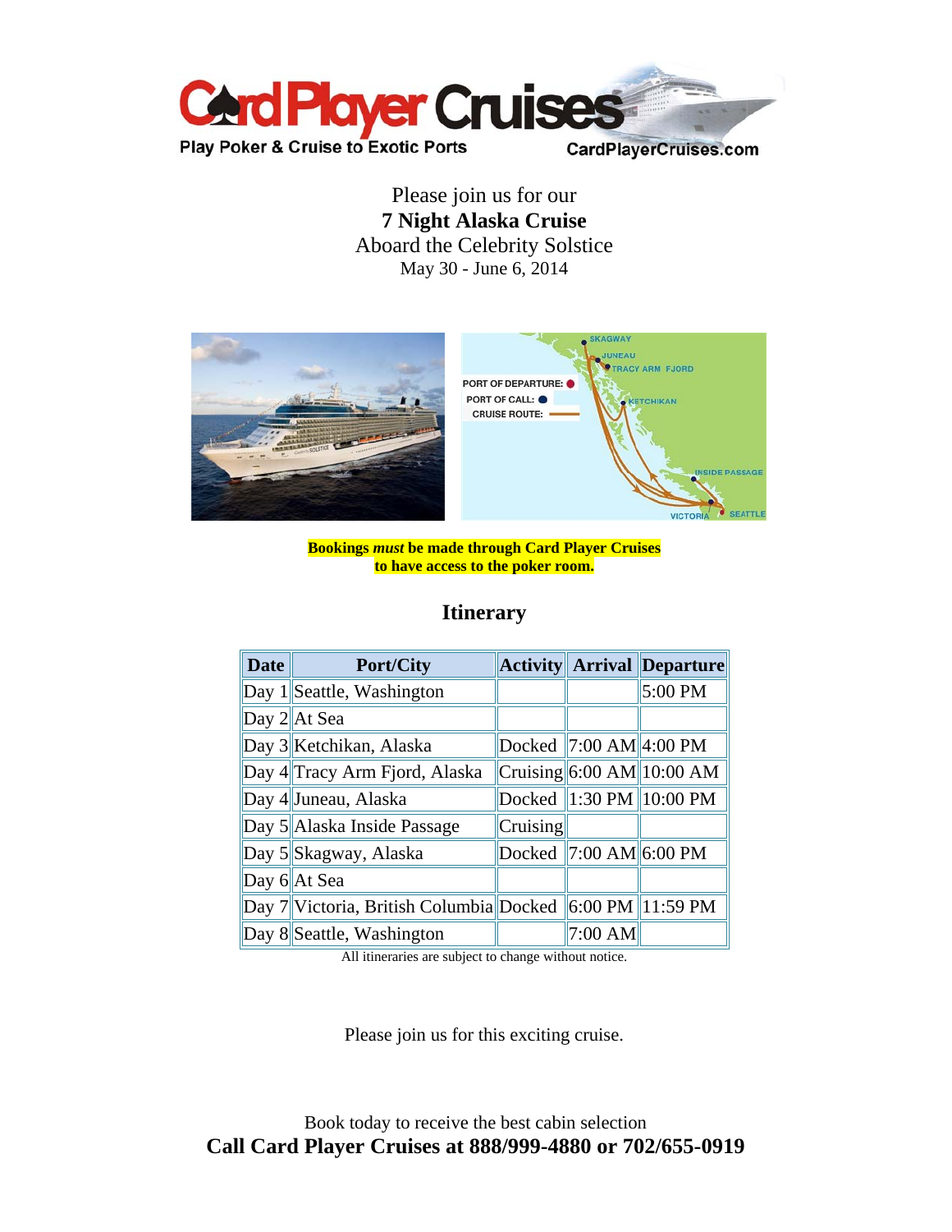Play Poker & Cruise to Exotic Ports

CardPlayerCruises.com

Please join us for our

**7 Night Alaska Cruise**

Aboard the Celebrity Solstice

May 30 - June 6, 2014

SKAGWAY
JUNEAU
TRACY ARM FJORD
PORT OF DEPARTURE:
PORT OF CALL:
CRUISE ROUTE:
KETCHIKAN
INSIDE PASSAGE
VICTORIA
SEATTLE

**Bookings *must* be made through Card Player Cruises to have access to the poker room.**

## Itinerary

| Date | Port/City | Activity | Arrival | Departure |
|---|---|---|---|---|
| Day 1 | Seattle, Washington | | | 5:00 PM |
| Day 2 | At Sea | | | |
| Day 3 | Ketchikan, Alaska | Docked | 7:00 AM | 4:00 PM |
| Day 4 | Tracy Arm Fjord, Alaska | Cruising | 6:00 AM | 10:00 AM |
| Day 4 | Juneau, Alaska | Docked | 1:30 PM | 10:00 PM |
| Day 5 | Alaska Inside Passage | Cruising | | |
| Day 5 | Skagway, Alaska | Docked | 7:00 AM | 6:00 PM |
| Day 6 | At Sea | | | |
| Day 7 | Victoria, British Columbia | Docked | 6:00 PM | 11:59 PM |
| Day 8 | Seattle, Washington | | 7:00 AM | |

All itineraries are subject to change without notice.

Please join us for this exciting cruise.

Book today to receive the best cabin selection

**Call Card Player Cruises at 888/999-4880 or 702/655-0919**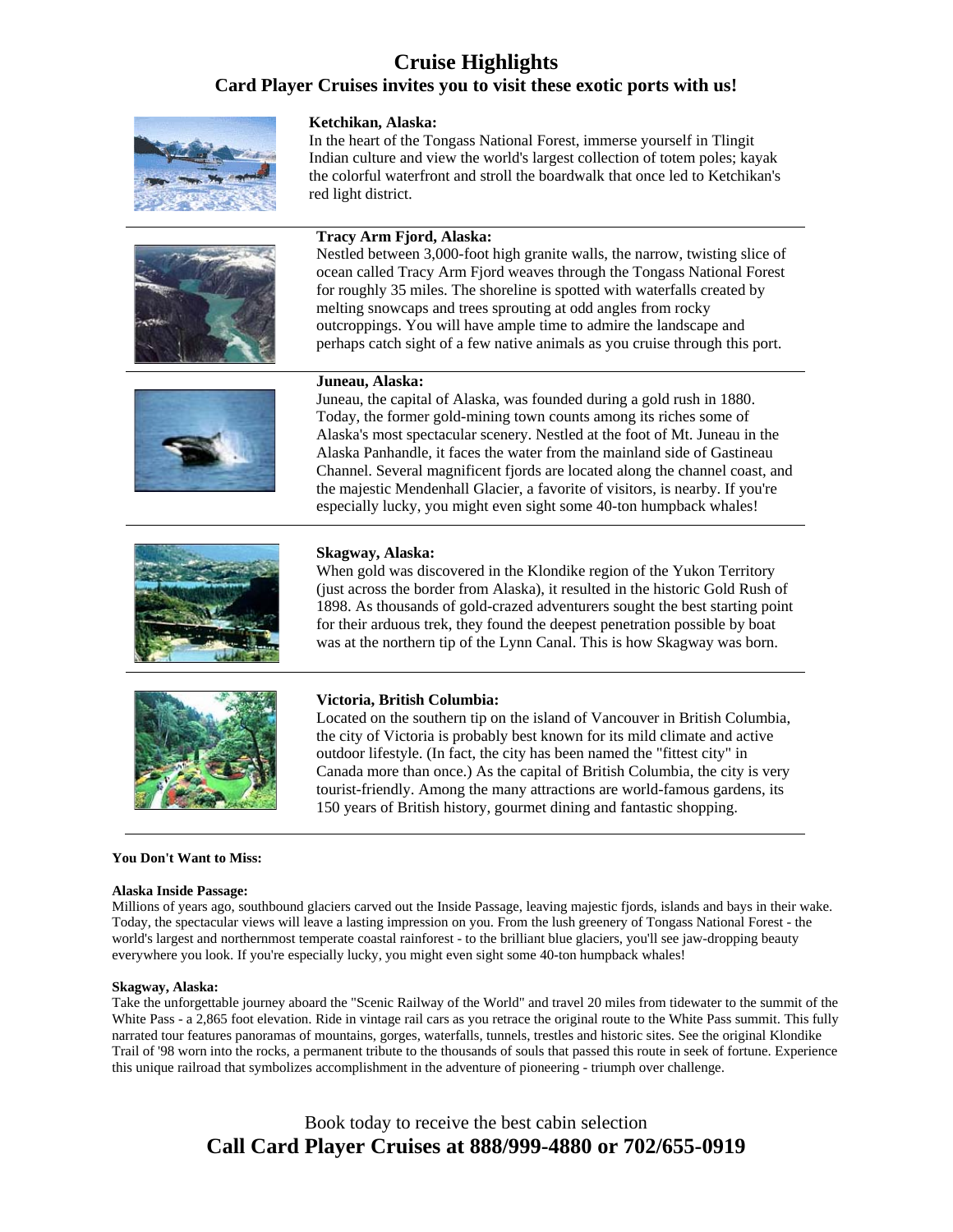# Cruise Highlights

## Card Player Cruises invites you to visit these exotic ports with us!

**Ketchikan, Alaska:**
In the heart of the Tongass National Forest, immerse yourself in Tlingit Indian culture and view the world's largest collection of totem poles; kayak the colorful waterfront and stroll the boardwalk that once led to Ketchikan's red light district.

---

**Tracy Arm Fjord, Alaska:**
Nestled between 3,000-foot high granite walls, the narrow, twisting slice of ocean called Tracy Arm Fjord weaves through the Tongass National Forest for roughly 35 miles. The shoreline is spotted with waterfalls created by melting snowcaps and trees sprouting at odd angles from rocky outcroppings. You will have ample time to admire the landscape and perhaps catch sight of a few native animals as you cruise through this port.

---

**Juneau, Alaska:**
Juneau, the capital of Alaska, was founded during a gold rush in 1880. Today, the former gold-mining town counts among its riches some of Alaska's most spectacular scenery. Nestled at the foot of Mt. Juneau in the Alaska Panhandle, it faces the water from the mainland side of Gastineau Channel. Several magnificent fjords are located along the channel coast, and the majestic Mendenhall Glacier, a favorite of visitors, is nearby. If you're especially lucky, you might even sight some 40-ton humpback whales!

---

**Skagway, Alaska:**
When gold was discovered in the Klondike region of the Yukon Territory (just across the border from Alaska), it resulted in the historic Gold Rush of 1898. As thousands of gold-crazed adventurers sought the best starting point for their arduous trek, they found the deepest penetration possible by boat was at the northern tip of the Lynn Canal. This is how Skagway was born.

---

**Victoria, British Columbia:**
Located on the southern tip on the island of Vancouver in British Columbia, the city of Victoria is probably best known for its mild climate and active outdoor lifestyle. (In fact, the city has been named the "fittest city" in Canada more than once.) As the capital of British Columbia, the city is very tourist-friendly. Among the many attractions are world-famous gardens, its 150 years of British history, gourmet dining and fantastic shopping.

---

**You Don't Want to Miss:**

**Alaska Inside Passage:**
Millions of years ago, southbound glaciers carved out the Inside Passage, leaving majestic fjords, islands and bays in their wake. Today, the spectacular views will leave a lasting impression on you. From the lush greenery of Tongass National Forest - the world's largest and northernmost temperate coastal rainforest - to the brilliant blue glaciers, you'll see jaw-dropping beauty everywhere you look. If you're especially lucky, you might even sight some 40-ton humpback whales!

**Skagway, Alaska:**
Take the unforgettable journey aboard the "Scenic Railway of the World" and travel 20 miles from tidewater to the summit of the White Pass - a 2,865 foot elevation. Ride in vintage rail cars as you retrace the original route to the White Pass summit. This fully narrated tour features panoramas of mountains, gorges, waterfalls, tunnels, trestles and historic sites. See the original Klondike Trail of '98 worn into the rocks, a permanent tribute to the thousands of souls that passed this route in seek of fortune. Experience this unique railroad that symbolizes accomplishment in the adventure of pioneering - triumph over challenge.

Book today to receive the best cabin selection

**Call Card Player Cruises at 888/999-4880 or 702/655-0919**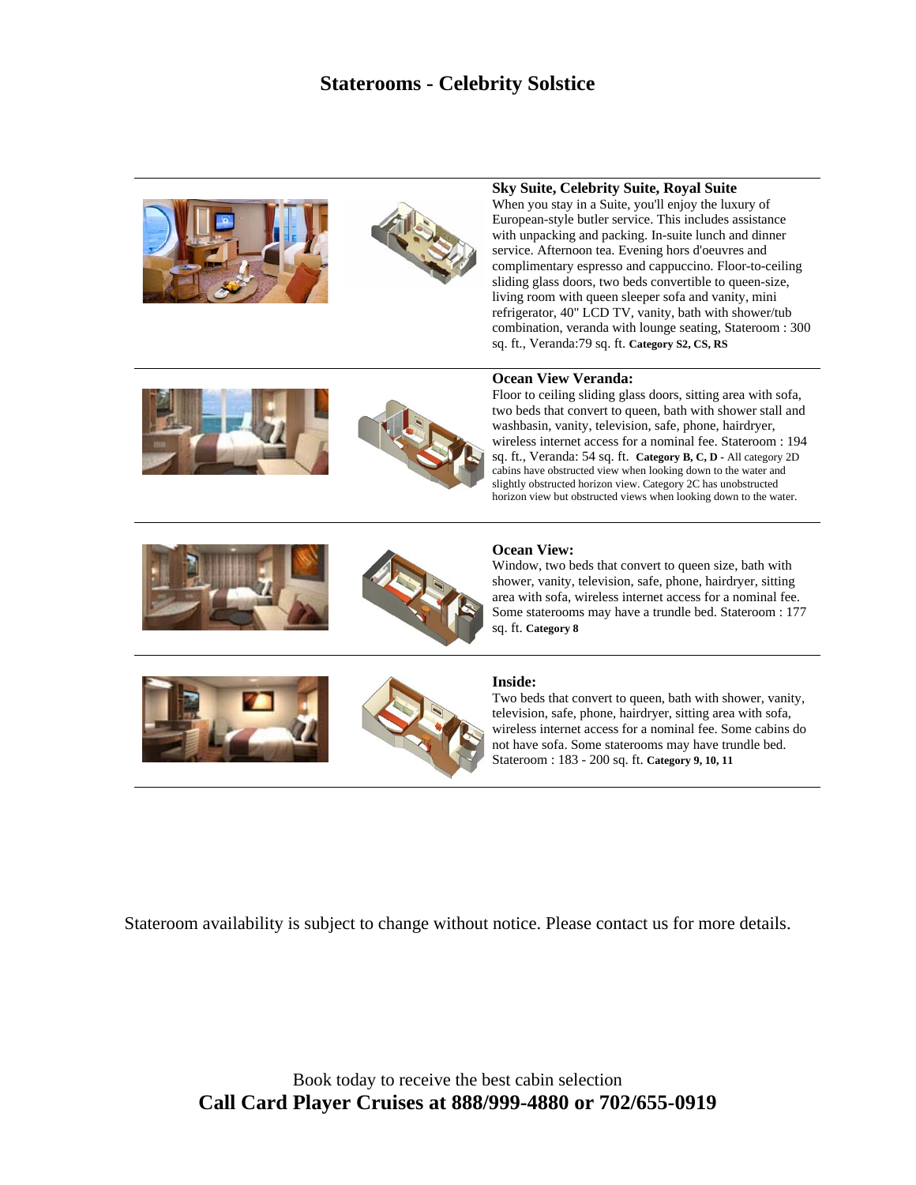# Staterooms - Celebrity Solstice

### Sky Suite, Celebrity Suite, Royal Suite

When you stay in a Suite, you'll enjoy the luxury of European-style butler service. This includes assistance with unpacking and packing. In-suite lunch and dinner service. Afternoon tea. Evening hors d'oeuvres and complimentary espresso and cappuccino. Floor-to-ceiling sliding glass doors, two beds convertible to queen-size, living room with queen sleeper sofa and vanity, mini refrigerator, 40" LCD TV, vanity, bath with shower/tub combination, veranda with lounge seating, Stateroom : 300 sq. ft., Veranda:79 sq. ft. **Category S2, CS, RS**

### Ocean View Veranda:

Floor to ceiling sliding glass doors, sitting area with sofa, two beds that convert to queen, bath with shower stall and washbasin, vanity, television, safe, phone, hairdryer, wireless internet access for a nominal fee. Stateroom : 194 sq. ft., Veranda: 54 sq. ft. **Category B, C, D** - All category 2D cabins have obstructed view when looking down to the water and slightly obstructed horizon view. Category 2C has unobstructed horizon view but obstructed views when looking down to the water.

### Ocean View:

Window, two beds that convert to queen size, bath with shower, vanity, television, safe, phone, hairdryer, sitting area with sofa, wireless internet access for a nominal fee. Some staterooms may have a trundle bed. Stateroom : 177 sq. ft. **Category 8**

### Inside:

Two beds that convert to queen, bath with shower, vanity, television, safe, phone, hairdryer, sitting area with sofa, wireless internet access for a nominal fee. Some cabins do not have sofa. Some staterooms may have trundle bed. Stateroom : 183 - 200 sq. ft. **Category 9, 10, 11**

Stateroom availability is subject to change without notice. Please contact us for more details.

Book today to receive the best cabin selection

**Call Card Player Cruises at 888/999-4880 or 702/655-0919**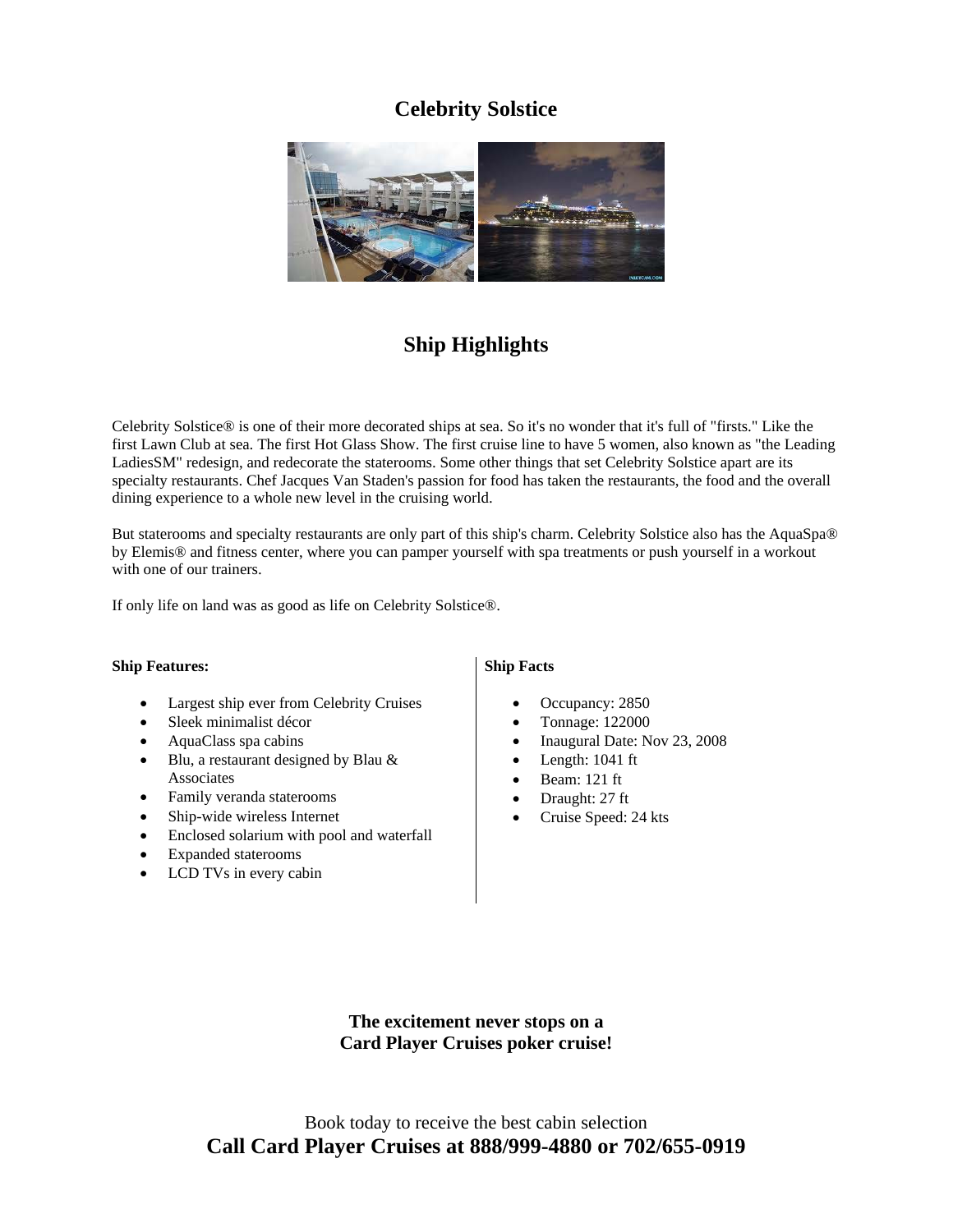# Celebrity Solstice

## Ship Highlights

Celebrity Solstice® is one of their more decorated ships at sea. So it's no wonder that it's full of "firsts." Like the first Lawn Club at sea. The first Hot Glass Show. The first cruise line to have 5 women, also known as "the Leading LadiesSM" redesign, and redecorate the staterooms. Some other things that set Celebrity Solstice apart are its specialty restaurants. Chef Jacques Van Staden's passion for food has taken the restaurants, the food and the overall dining experience to a whole new level in the cruising world.

But staterooms and specialty restaurants are only part of this ship's charm. Celebrity Solstice also has the AquaSpa® by Elemis® and fitness center, where you can pamper yourself with spa treatments or push yourself in a workout with one of our trainers.

If only life on land was as good as life on Celebrity Solstice®.

**Ship Features:**

- Largest ship ever from Celebrity Cruises
- Sleek minimalist décor
- AquaClass spa cabins
- Blu, a restaurant designed by Blau & Associates
- Family veranda staterooms
- Ship-wide wireless Internet
- Enclosed solarium with pool and waterfall
- Expanded staterooms
- LCD TVs in every cabin

**Ship Facts**

- Occupancy: 2850
- Tonnage: 122000
- Inaugural Date: Nov 23, 2008
- Length: 1041 ft
- Beam: 121 ft
- Draught: 27 ft
- Cruise Speed: 24 kts

**The excitement never stops on a Card Player Cruises poker cruise!**

Book today to receive the best cabin selection

**Call Card Player Cruises at 888/999-4880 or 702/655-0919**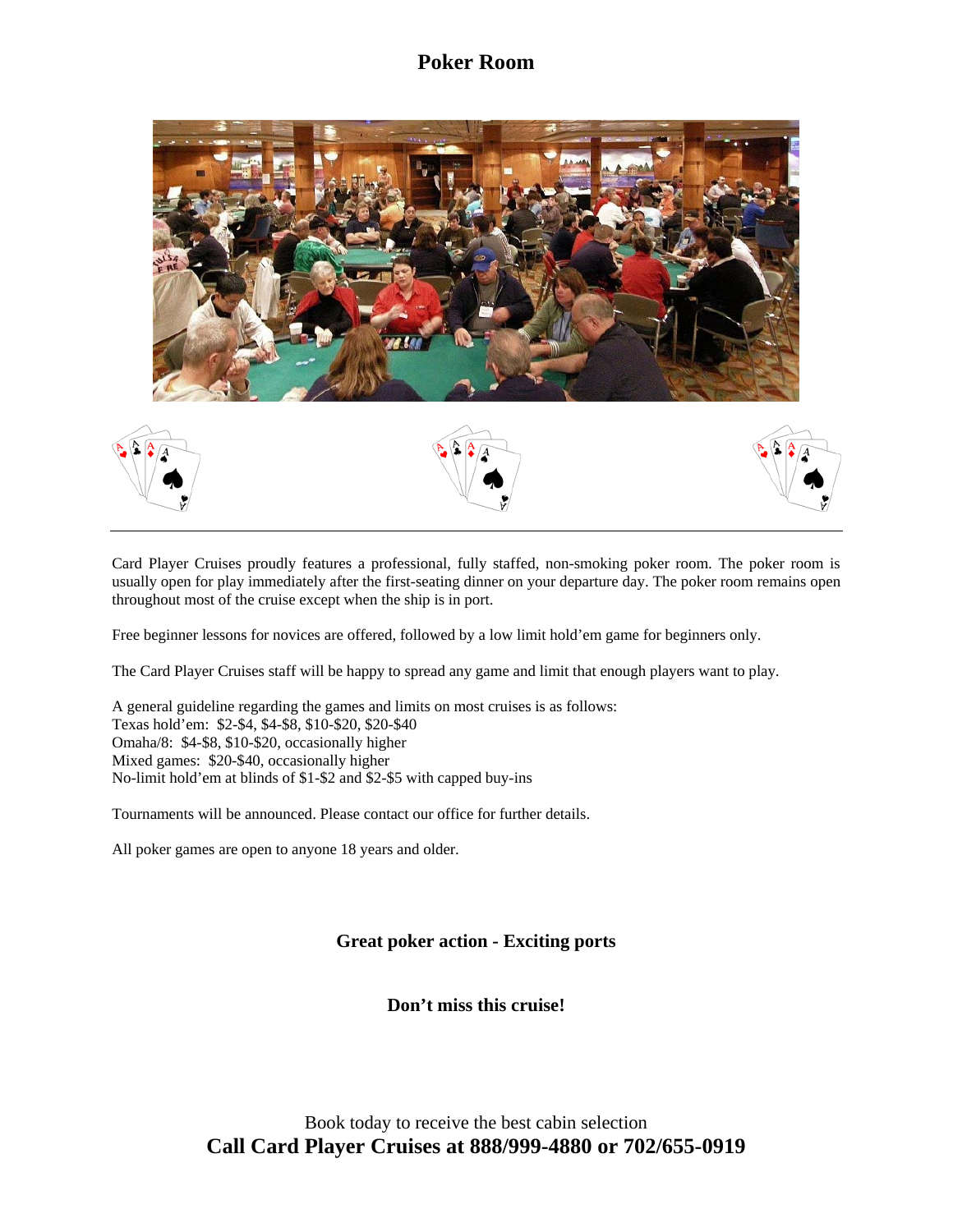# Poker Room

Card Player Cruises proudly features a professional, fully staffed, non-smoking poker room. The poker room is usually open for play immediately after the first-seating dinner on your departure day. The poker room remains open throughout most of the cruise except when the ship is in port.

Free beginner lessons for novices are offered, followed by a low limit hold'em game for beginners only.

The Card Player Cruises staff will be happy to spread any game and limit that enough players want to play.

A general guideline regarding the games and limits on most cruises is as follows:
Texas hold'em: $2-$4, $4-$8, $10-$20, $20-$40
Omaha/8: $4-$8, $10-$20, occasionally higher
Mixed games: $20-$40, occasionally higher
No-limit hold'em at blinds of $1-$2 and $2-$5 with capped buy-ins

Tournaments will be announced. Please contact our office for further details.

All poker games are open to anyone 18 years and older.

**Great poker action - Exciting ports**

**Don't miss this cruise!**

Book today to receive the best cabin selection

**Call Card Player Cruises at 888/999-4880 or 702/655-0919**